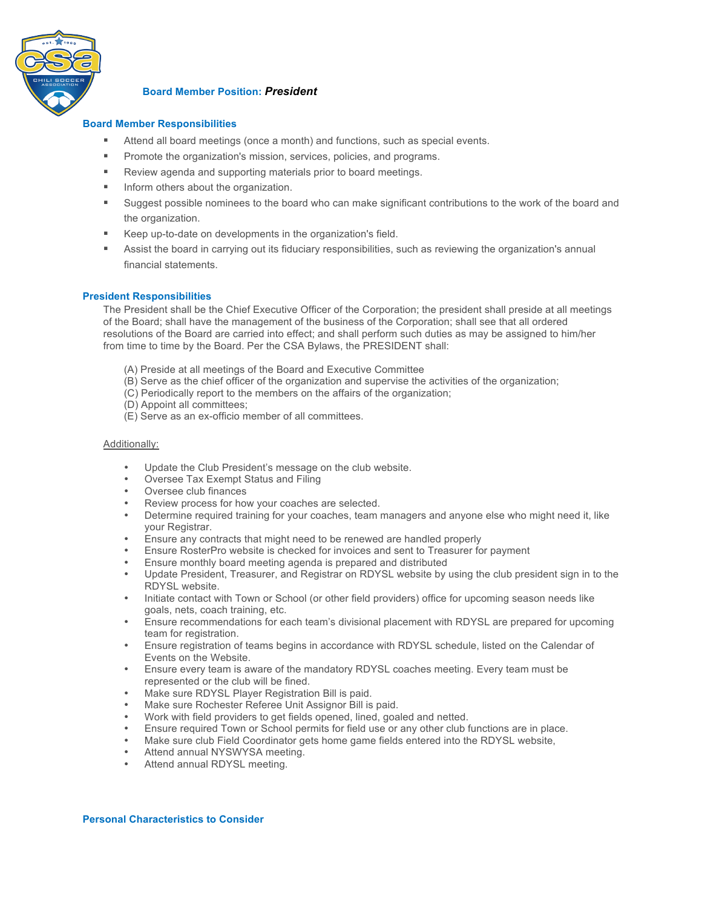**Board Member Position:** ***President***

## Board Member Responsibilities

- Attend all board meetings (once a month) and functions, such as special events.
- Promote the organization's mission, services, policies, and programs.
- Review agenda and supporting materials prior to board meetings.
- Inform others about the organization.
- Suggest possible nominees to the board who can make significant contributions to the work of the board and the organization.
- Keep up-to-date on developments in the organization's field.
- Assist the board in carrying out its fiduciary responsibilities, such as reviewing the organization's annual financial statements.

## President Responsibilities

The President shall be the Chief Executive Officer of the Corporation; the president shall preside at all meetings of the Board; shall have the management of the business of the Corporation; shall see that all ordered resolutions of the Board are carried into effect; and shall perform such duties as may be assigned to him/her from time to time by the Board. Per the CSA Bylaws, the PRESIDENT shall:

(A) Preside at all meetings of the Board and Executive Committee
(B) Serve as the chief officer of the organization and supervise the activities of the organization;
(C) Periodically report to the members on the affairs of the organization;
(D) Appoint all committees;
(E) Serve as an ex-officio member of all committees.

<u>Additionally:</u>

- Update the Club President's message on the club website.
- Oversee Tax Exempt Status and Filing
- Oversee club finances
- Review process for how your coaches are selected.
- Determine required training for your coaches, team managers and anyone else who might need it, like your Registrar.
- Ensure any contracts that might need to be renewed are handled properly
- Ensure RosterPro website is checked for invoices and sent to Treasurer for payment
- Ensure monthly board meeting agenda is prepared and distributed
- Update President, Treasurer, and Registrar on RDYSL website by using the club president sign in to the RDYSL website.
- Initiate contact with Town or School (or other field providers) office for upcoming season needs like goals, nets, coach training, etc.
- Ensure recommendations for each team's divisional placement with RDYSL are prepared for upcoming team for registration.
- Ensure registration of teams begins in accordance with RDYSL schedule, listed on the Calendar of Events on the Website.
- Ensure every team is aware of the mandatory RDYSL coaches meeting. Every team must be represented or the club will be fined.
- Make sure RDYSL Player Registration Bill is paid.
- Make sure Rochester Referee Unit Assignor Bill is paid.
- Work with field providers to get fields opened, lined, goaled and netted.
- Ensure required Town or School permits for field use or any other club functions are in place.
- Make sure club Field Coordinator gets home game fields entered into the RDYSL website,
- Attend annual NYSWYSA meeting.
- Attend annual RDYSL meeting.

## Personal Characteristics to Consider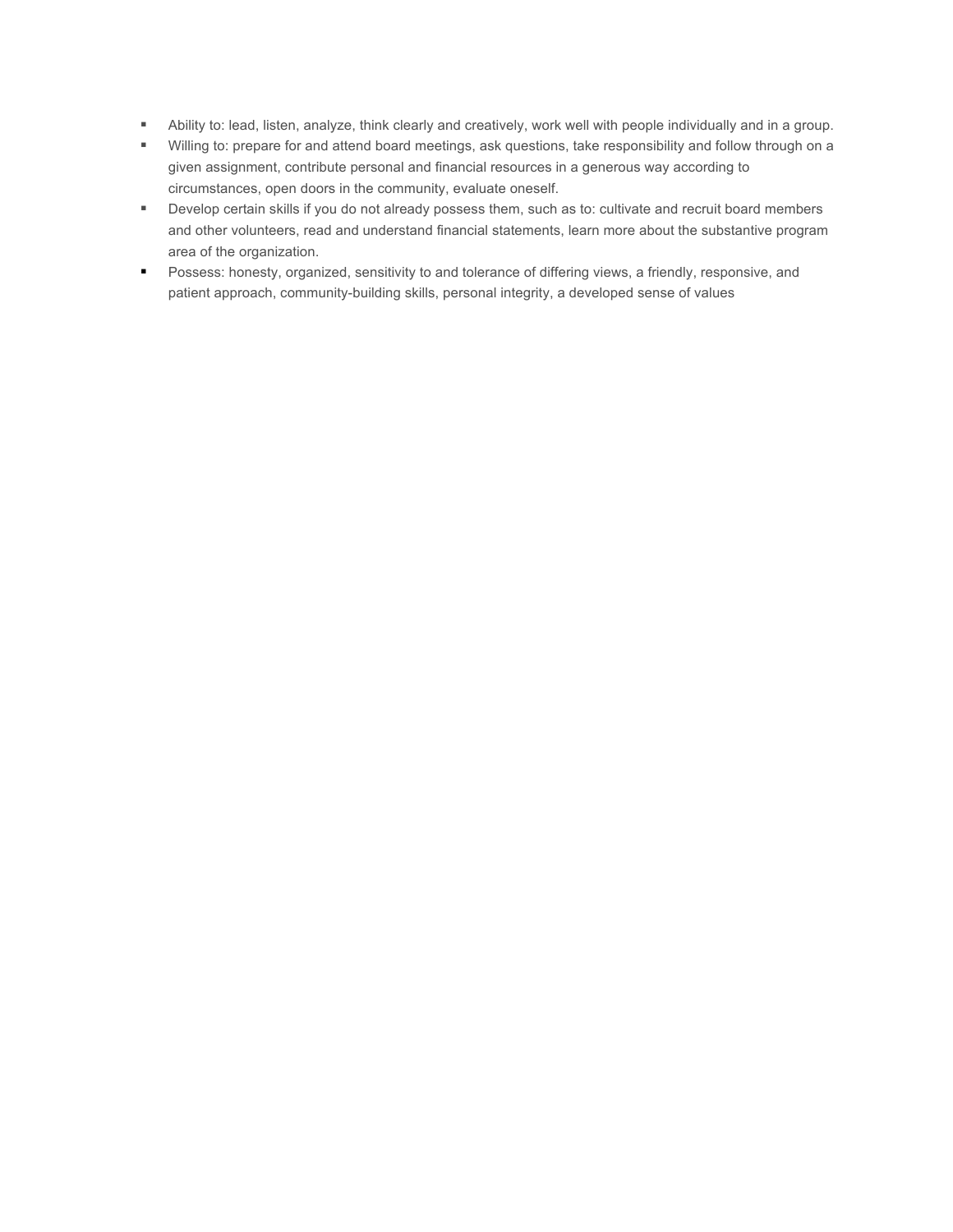- Ability to: lead, listen, analyze, think clearly and creatively, work well with people individually and in a group.
- Willing to: prepare for and attend board meetings, ask questions, take responsibility and follow through on a given assignment, contribute personal and financial resources in a generous way according to circumstances, open doors in the community, evaluate oneself.
- Develop certain skills if you do not already possess them, such as to: cultivate and recruit board members and other volunteers, read and understand financial statements, learn more about the substantive program area of the organization.
- Possess: honesty, organized, sensitivity to and tolerance of differing views, a friendly, responsive, and patient approach, community-building skills, personal integrity, a developed sense of values